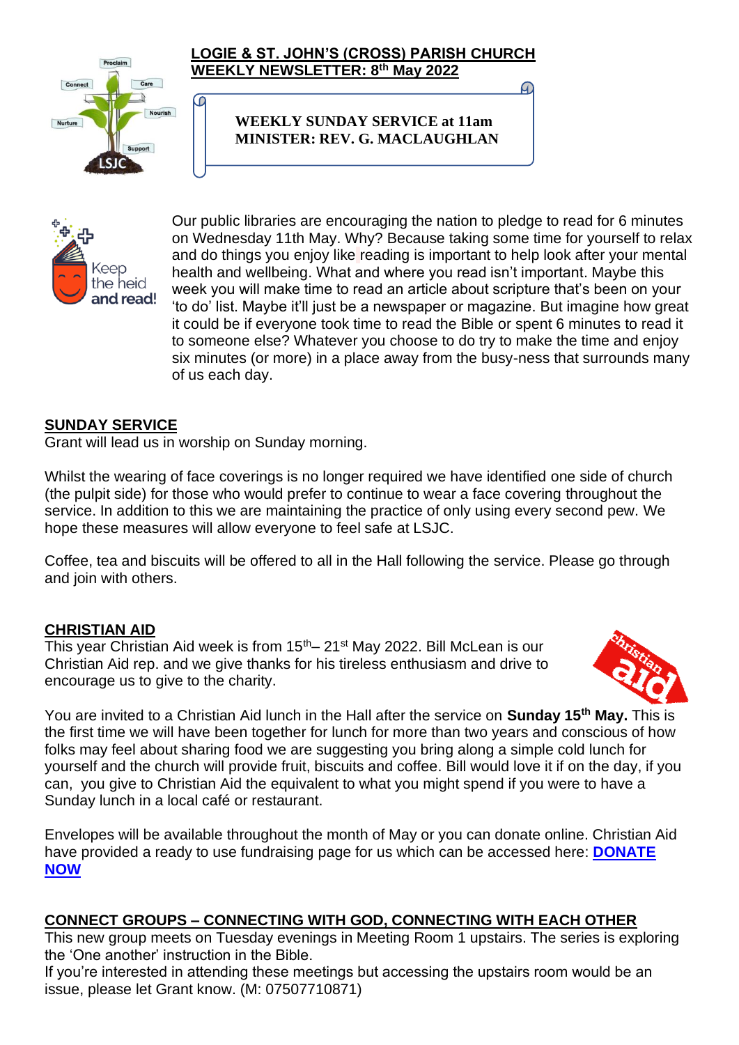# LOGIE & ST. JOHN'S (CROSS) PARISH CHURCH
## WEEKLY NEWSLETTER: 8th May 2022

**WEEKLY SUNDAY SERVICE at 11am**
**MINISTER: REV. G. MACLAUGHLAN**

Our public libraries are encouraging the nation to pledge to read for 6 minutes on Wednesday 11th May. Why? Because taking some time for yourself to relax and do things you enjoy like reading is important to help look after your mental health and wellbeing. What and where you read isn't important. Maybe this week you will make time to read an article about scripture that's been on your 'to do' list. Maybe it'll just be a newspaper or magazine. But imagine how great it could be if everyone took time to read the Bible or spent 6 minutes to read it to someone else? Whatever you choose to do try to make the time and enjoy six minutes (or more) in a place away from the busy-ness that surrounds many of us each day.

## SUNDAY SERVICE

Grant will lead us in worship on Sunday morning.

Whilst the wearing of face coverings is no longer required we have identified one side of church (the pulpit side) for those who would prefer to continue to wear a face covering throughout the service. In addition to this we are maintaining the practice of only using every second pew. We hope these measures will allow everyone to feel safe at LSJC.

Coffee, tea and biscuits will be offered to all in the Hall following the service. Please go through and join with others.

## CHRISTIAN AID

This year Christian Aid week is from 15th– 21st May 2022. Bill McLean is our Christian Aid rep. and we give thanks for his tireless enthusiasm and drive to encourage us to give to the charity.

You are invited to a Christian Aid lunch in the Hall after the service on **Sunday 15th May.** This is the first time we will have been together for lunch for more than two years and conscious of how folks may feel about sharing food we are suggesting you bring along a simple cold lunch for yourself and the church will provide fruit, biscuits and coffee. Bill would love it if on the day, if you can, you give to Christian Aid the equivalent to what you might spend if you were to have a Sunday lunch in a local café or restaurant.

Envelopes will be available throughout the month of May or you can donate online. Christian Aid have provided a ready to use fundraising page for us which can be accessed here: **DONATE NOW**

## CONNECT GROUPS – CONNECTING WITH GOD, CONNECTING WITH EACH OTHER

This new group meets on Tuesday evenings in Meeting Room 1 upstairs. The series is exploring the 'One another' instruction in the Bible.
If you're interested in attending these meetings but accessing the upstairs room would be an issue, please let Grant know. (M: 07507710871)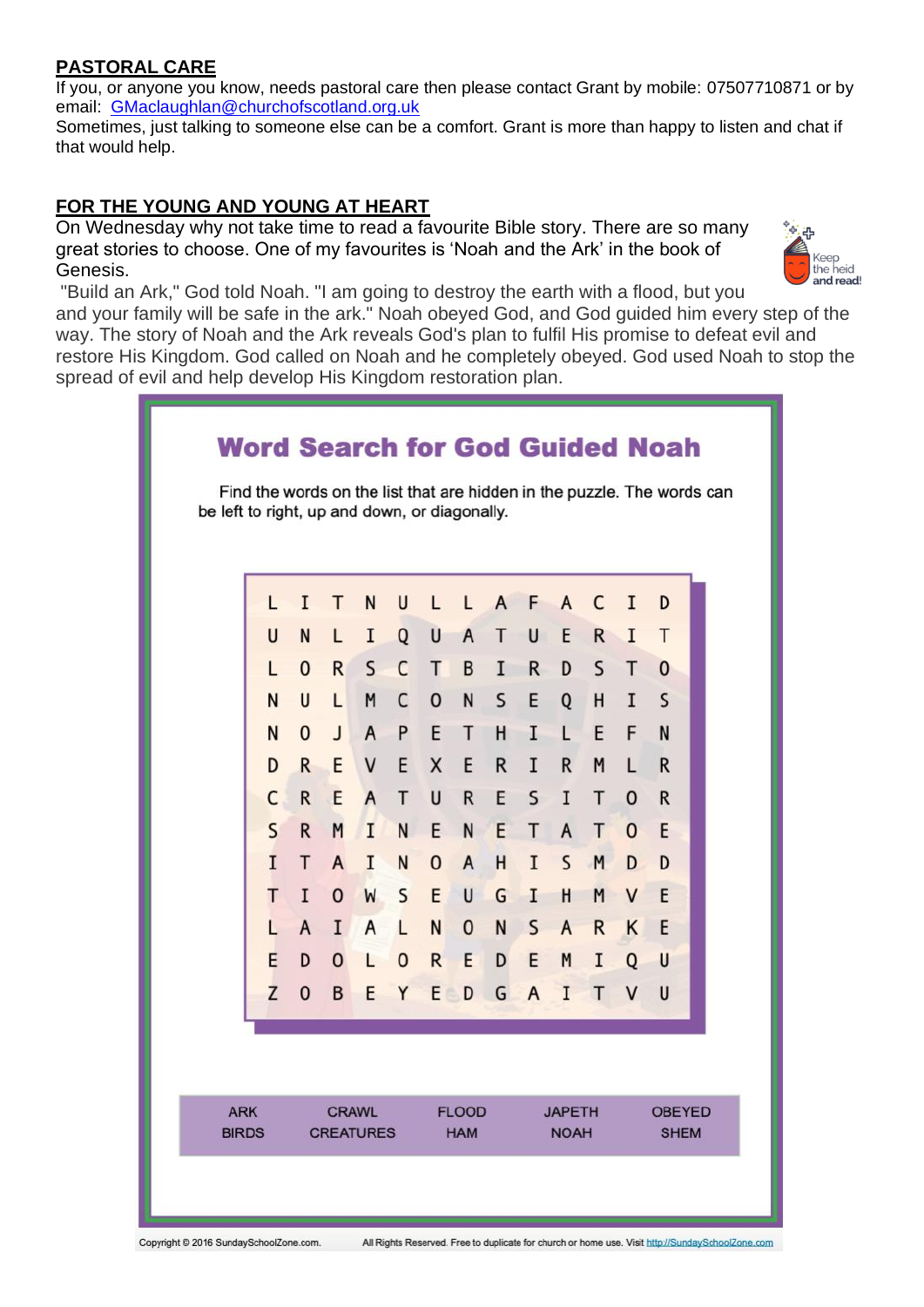## PASTORAL CARE

If you, or anyone you know, needs pastoral care then please contact Grant by mobile: 07507710871 or by email: GMaclaughlan@churchofscotland.org.uk

Sometimes, just talking to someone else can be a comfort. Grant is more than happy to listen and chat if that would help.

## FOR THE YOUNG AND YOUNG AT HEART

On Wednesday why not take time to read a favourite Bible story. There are so many great stories to choose. One of my favourites is 'Noah and the Ark' in the book of Genesis.

Keep the heid and read!

"Build an Ark," God told Noah. "I am going to destroy the earth with a flood, but you and your family will be safe in the ark." Noah obeyed God, and God guided him every step of the way. The story of Noah and the Ark reveals God's plan to fulfil His promise to defeat evil and restore His Kingdom. God called on Noah and he completely obeyed. God used Noah to stop the spread of evil and help develop His Kingdom restoration plan.

### Word Search for God Guided Noah

Find the words on the list that are hidden in the puzzle. The words can be left to right, up and down, or diagonally.

```
L I T N U L L A F A C I D
U N L I Q U A T U E R I T
L O R S C T B I R D S T O
N U L M C O N S E Q H I S
N O J A P E T H I L E F N
D R E V E X E R I R M L R
C R E A T U R E S I T O R
S R M I N E N E T A T O E
I T A I N O A H I S M D D
T I O W S E U G I H M V E
L A I A L N O N S A R K E
E D O L O R E D E M I Q U
Z O B E Y E D G A I T V U
```

| | | | | |
|---|---|---|---|---|
| ARK | CRAWL | FLOOD | JAPETH | OBEYED |
| BIRDS | CREATURES | HAM | NOAH | SHEM |

Copyright © 2016 SundaySchoolZone.com. All Rights Reserved. Free to duplicate for church or home use. Visit http://SundaySchoolZone.com